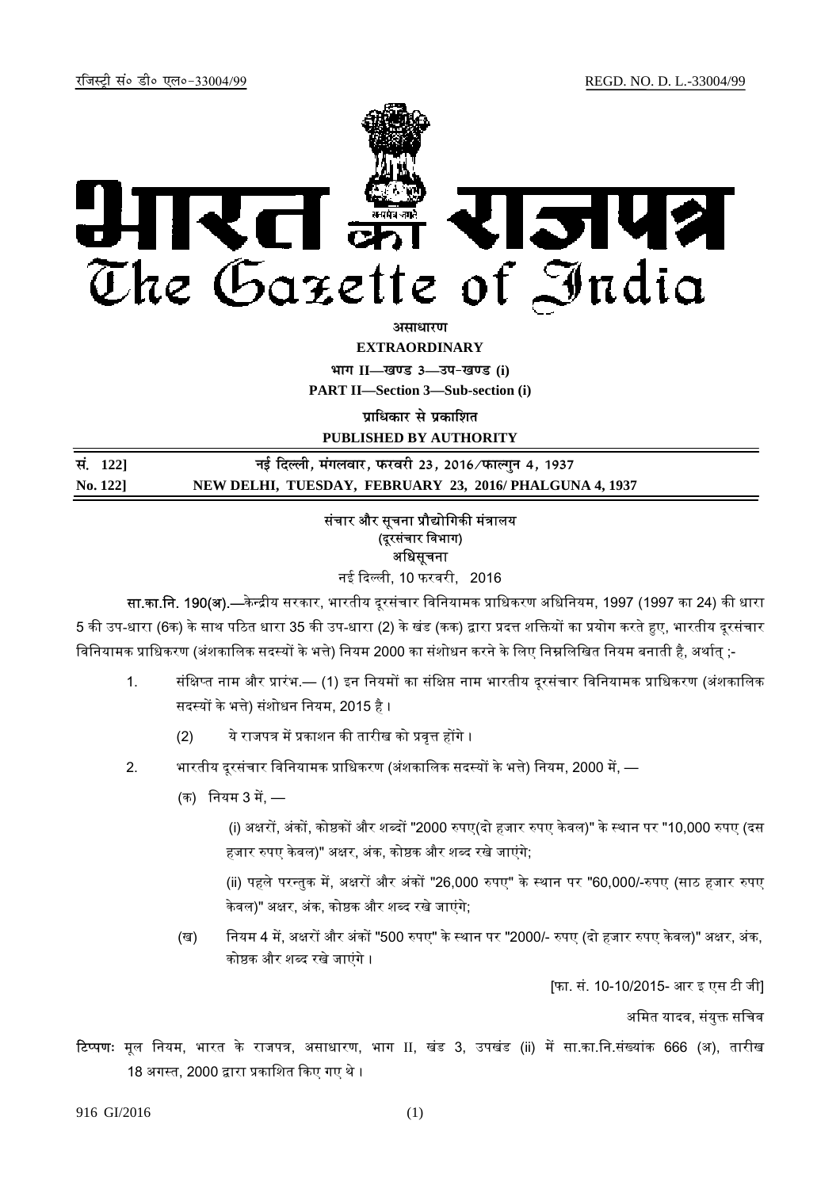रजिस्ट्री सं० डी० एल०-33004/99 REGD. NO. D. L.-33004/99

# भारत का राजपत्र
# The Gazette of India

**असाधारण**

**EXTRAORDINARY**

**भाग II—खण्ड 3—उप-खण्ड (i)**

**PART II—Section 3—Sub-section (i)**

**प्राधिकार से प्रकाशित**

**PUBLISHED BY AUTHORITY**

| | |
|---|---|
| **सं. 122]** | **नई दिल्ली, मंगलवार, फरवरी 23, 2016/फाल्गुन 4, 1937** |
| **No. 122]** | **NEW DELHI, TUESDAY, FEBRUARY 23, 2016/ PHALGUNA 4, 1937** |

**संचार और सूचना प्रौद्योगिकी मंत्रालय**

**(दूरसंचार विभाग)**

**अधिसूचना**

नई दिल्ली, 10 फरवरी, 2016

**सा.का.नि. 190(अ).**—केन्द्रीय सरकार, भारतीय दूरसंचार विनियामक प्राधिकरण अधिनियम, 1997 (1997 का 24) की धारा 5 की उप-धारा (6क) के साथ पठित धारा 35 की उप-धारा (2) के खंड (कक) द्वारा प्रदत्त शक्तियों का प्रयोग करते हुए, भारतीय दूरसंचार विनियामक प्राधिकरण (अंशकालिक सदस्यों के भत्ते) नियम 2000 का संशोधन करने के लिए निम्नलिखित नियम बनाती है, अर्थात् ;-

1. संक्षिप्त नाम और प्रारंभ.— (1) इन नियमों का संक्षिप्त नाम भारतीय दूरसंचार विनियामक प्राधिकरण (अंशकालिक सदस्यों के भत्ते) संशोधन नियम, 2015 है ।

   (2) ये राजपत्र में प्रकाशन की तारीख को प्रवृत्त होंगे ।

2. भारतीय दूरसंचार विनियामक प्राधिकरण (अंशकालिक सदस्यों के भत्ते) नियम, 2000 में, —

   (क) नियम 3 में, —

   (i) अक्षरों, अंकों, कोष्ठकों और शब्दों "2000 रुपए(दो हजार रुपए केवल)" के स्थान पर "10,000 रुपए (दस हजार रुपए केवल)" अक्षर, अंक, कोष्ठक और शब्द रखे जाएंगे;

   (ii) पहले परन्तुक में, अक्षरों और अंकों "26,000 रुपए" के स्थान पर "60,000/-रुपए (साठ हजार रुपए केवल)" अक्षर, अंक, कोष्ठक और शब्द रखे जाएंगे;

   (ख) नियम 4 में, अक्षरों और अंकों "500 रुपए" के स्थान पर "2000/- रुपए (दो हजार रुपए केवल)" अक्षर, अंक, कोष्ठक और शब्द रखे जाएंगे ।

[फा. सं. 10-10/2015- आर इ एस टी जी]

अमित यादव, संयुक्त सचिव

**टिप्पण:** मूल नियम, भारत के राजपत्र, असाधारण, भाग II, खंड 3, उपखंड (ii) में सा.का.नि.संख्यांक 666 (अ), तारीख 18 अगस्त, 2000 द्वारा प्रकाशित किए गए थे ।

916 GI/2016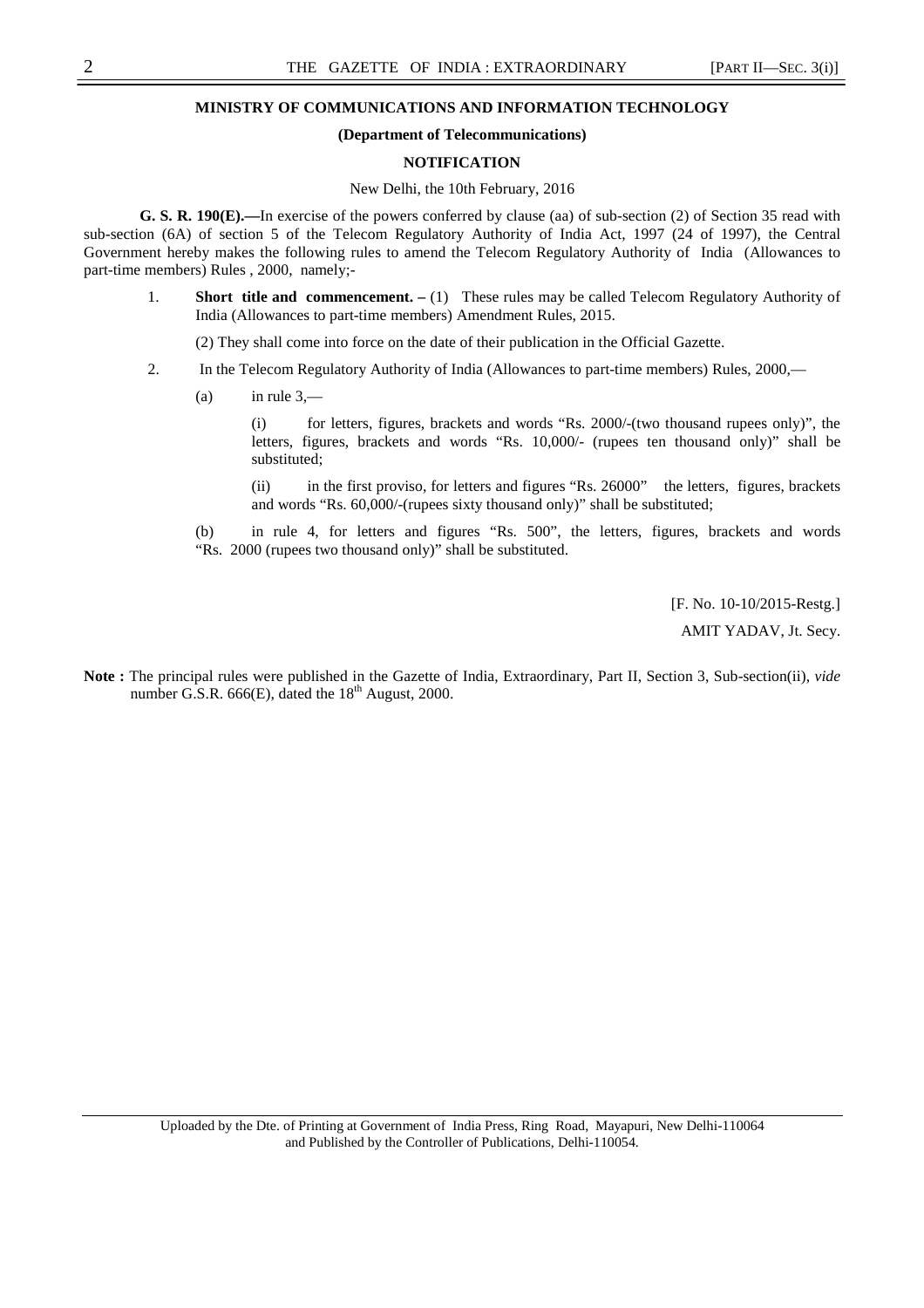**MINISTRY OF COMMUNICATIONS AND INFORMATION TECHNOLOGY**

**(Department of Telecommunications)**

**NOTIFICATION**

New Delhi, the 10th February, 2016

**G. S. R. 190(E).—**In exercise of the powers conferred by clause (aa) of sub-section (2) of Section 35 read with sub-section (6A) of section 5 of the Telecom Regulatory Authority of India Act, 1997 (24 of 1997), the Central Government hereby makes the following rules to amend the Telecom Regulatory Authority of India (Allowances to part-time members) Rules , 2000, namely;-

1. **Short title and commencement. –** (1) These rules may be called Telecom Regulatory Authority of India (Allowances to part-time members) Amendment Rules, 2015.

   (2) They shall come into force on the date of their publication in the Official Gazette.

2. In the Telecom Regulatory Authority of India (Allowances to part-time members) Rules, 2000,—

   (a) in rule 3,—

   (i) for letters, figures, brackets and words "Rs. 2000/-(two thousand rupees only)", the letters, figures, brackets and words "Rs. 10,000/- (rupees ten thousand only)" shall be substituted;

   (ii) in the first proviso, for letters and figures "Rs. 26000" the letters, figures, brackets and words "Rs. 60,000/-(rupees sixty thousand only)" shall be substituted;

   (b) in rule 4, for letters and figures "Rs. 500", the letters, figures, brackets and words "Rs. 2000 (rupees two thousand only)" shall be substituted.

[F. No. 10-10/2015-Restg.]

AMIT YADAV, Jt. Secy.

**Note :** The principal rules were published in the Gazette of India, Extraordinary, Part II, Section 3, Sub-section(ii), *vide* number G.S.R. 666(E), dated the 18th August, 2000.

Uploaded by the Dte. of Printing at Government of India Press, Ring Road, Mayapuri, New Delhi-110064 and Published by the Controller of Publications, Delhi-110054.